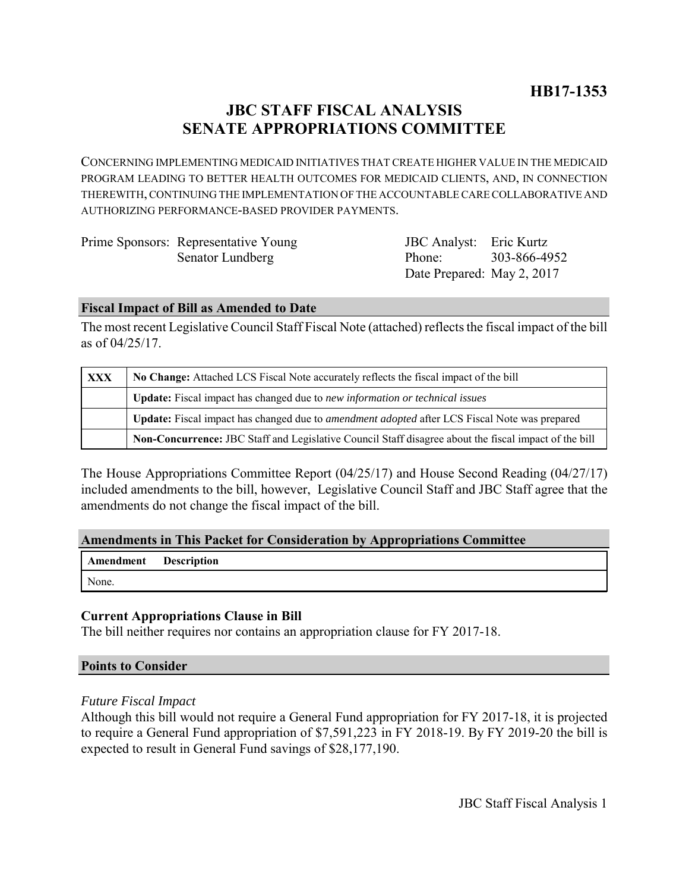**HB17-1353**

# JBC STAFF FISCAL ANALYSIS
# SENATE APPROPRIATIONS COMMITTEE

CONCERNING IMPLEMENTING MEDICAID INITIATIVES THAT CREATE HIGHER VALUE IN THE MEDICAID PROGRAM LEADING TO BETTER HEALTH OUTCOMES FOR MEDICAID CLIENTS, AND, IN CONNECTION THEREWITH, CONTINUING THE IMPLEMENTATION OF THE ACCOUNTABLE CARE COLLABORATIVE AND AUTHORIZING PERFORMANCE-BASED PROVIDER PAYMENTS.

Prime Sponsors: Representative Young
Senator Lundberg

JBC Analyst: Eric Kurtz
Phone: 303-866-4952
Date Prepared: May 2, 2017

## Fiscal Impact of Bill as Amended to Date

The most recent Legislative Council Staff Fiscal Note (attached) reflects the fiscal impact of the bill as of 04/25/17.

| | |
|---|---|
| **XXX** | **No Change:** Attached LCS Fiscal Note accurately reflects the fiscal impact of the bill |
| | **Update:** Fiscal impact has changed due to *new information or technical issues* |
| | **Update:** Fiscal impact has changed due to *amendment adopted* after LCS Fiscal Note was prepared |
| | **Non-Concurrence:** JBC Staff and Legislative Council Staff disagree about the fiscal impact of the bill |

The House Appropriations Committee Report (04/25/17) and House Second Reading (04/27/17) included amendments to the bill, however, Legislative Council Staff and JBC Staff agree that the amendments do not change the fiscal impact of the bill.

## Amendments in This Packet for Consideration by Appropriations Committee

| Amendment | Description |
|---|---|
| None. | |

### Current Appropriations Clause in Bill

The bill neither requires nor contains an appropriation clause for FY 2017-18.

## Points to Consider

*Future Fiscal Impact*

Although this bill would not require a General Fund appropriation for FY 2017-18, it is projected to require a General Fund appropriation of $7,591,223 in FY 2018-19. By FY 2019-20 the bill is expected to result in General Fund savings of $28,177,190.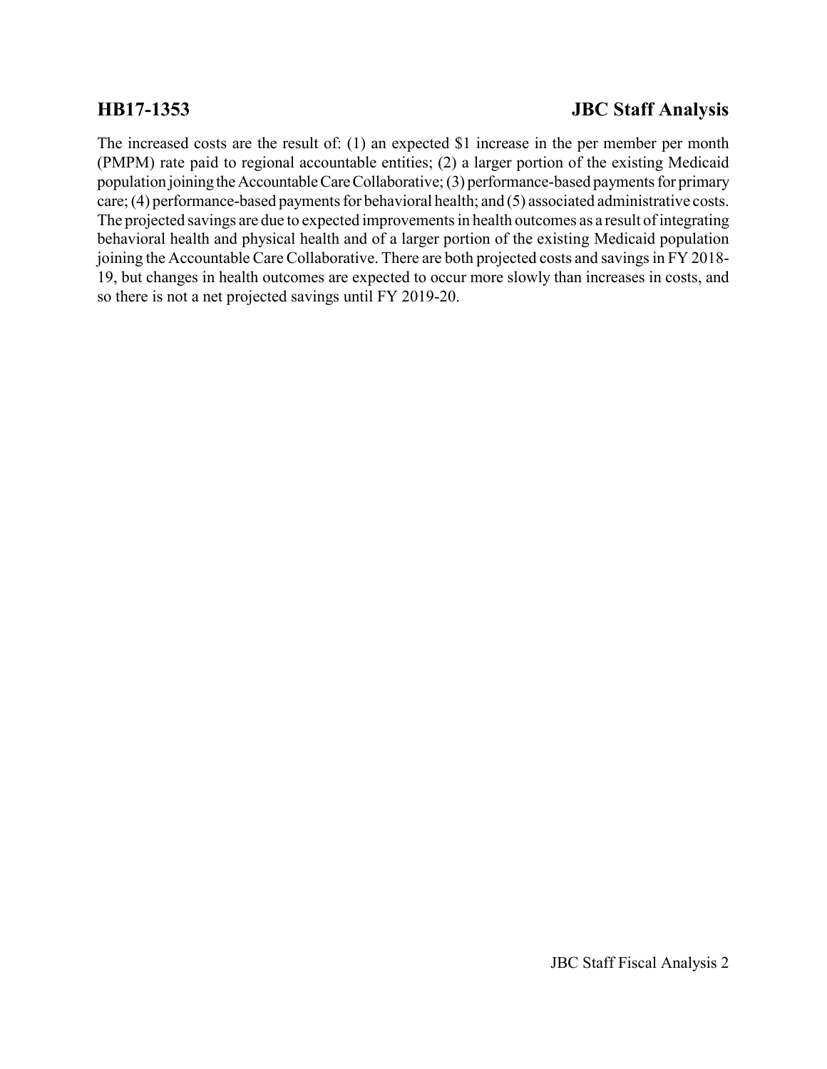The increased costs are the result of: (1) an expected $1 increase in the per member per month (PMPM) rate paid to regional accountable entities; (2) a larger portion of the existing Medicaid population joining the Accountable Care Collaborative; (3) performance-based payments for primary care; (4) performance-based payments for behavioral health; and (5) associated administrative costs. The projected savings are due to expected improvements in health outcomes as a result of integrating behavioral health and physical health and of a larger portion of the existing Medicaid population joining the Accountable Care Collaborative. There are both projected costs and savings in FY 2018-19, but changes in health outcomes are expected to occur more slowly than increases in costs, and so there is not a net projected savings until FY 2019-20.